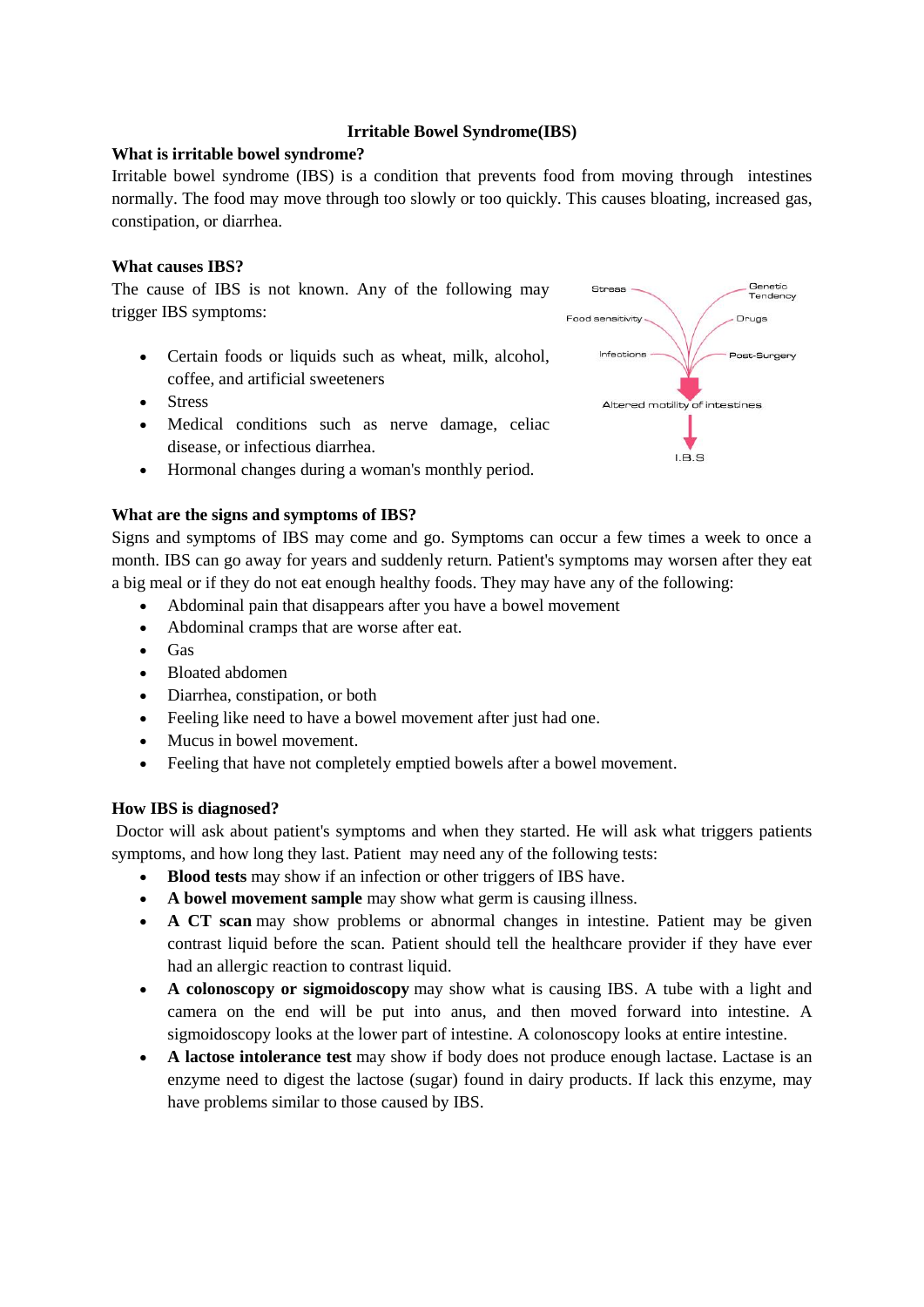# Irritable Bowel Syndrome(IBS)

## What is irritable bowel syndrome?

Irritable bowel syndrome (IBS) is a condition that prevents food from moving through intestines normally. The food may move through too slowly or too quickly. This causes bloating, increased gas, constipation, or diarrhea.

## What causes IBS?

The cause of IBS is not known. Any of the following may trigger IBS symptoms:

- Certain foods or liquids such as wheat, milk, alcohol, coffee, and artificial sweeteners
- Stress
- Medical conditions such as nerve damage, celiac disease, or infectious diarrhea.
- Hormonal changes during a woman's monthly period.

Stress
Genetic Tendency
Food sensitivity
Drugs
Infections
Post-Surgery
Altered motility of intestines
I.B.S

## What are the signs and symptoms of IBS?

Signs and symptoms of IBS may come and go. Symptoms can occur a few times a week to once a month. IBS can go away for years and suddenly return. Patient's symptoms may worsen after they eat a big meal or if they do not eat enough healthy foods. They may have any of the following:

- Abdominal pain that disappears after you have a bowel movement
- Abdominal cramps that are worse after eat.
- Gas
- Bloated abdomen
- Diarrhea, constipation, or both
- Feeling like need to have a bowel movement after just had one.
- Mucus in bowel movement.
- Feeling that have not completely emptied bowels after a bowel movement.

## How IBS is diagnosed?

Doctor will ask about patient's symptoms and when they started. He will ask what triggers patients symptoms, and how long they last. Patient may need any of the following tests:

- **Blood tests** may show if an infection or other triggers of IBS have.
- **A bowel movement sample** may show what germ is causing illness.
- **A CT scan** may show problems or abnormal changes in intestine. Patient may be given contrast liquid before the scan. Patient should tell the healthcare provider if they have ever had an allergic reaction to contrast liquid.
- **A colonoscopy or sigmoidoscopy** may show what is causing IBS. A tube with a light and camera on the end will be put into anus, and then moved forward into intestine. A sigmoidoscopy looks at the lower part of intestine. A colonoscopy looks at entire intestine.
- **A lactose intolerance test** may show if body does not produce enough lactase. Lactase is an enzyme need to digest the lactose (sugar) found in dairy products. If lack this enzyme, may have problems similar to those caused by IBS.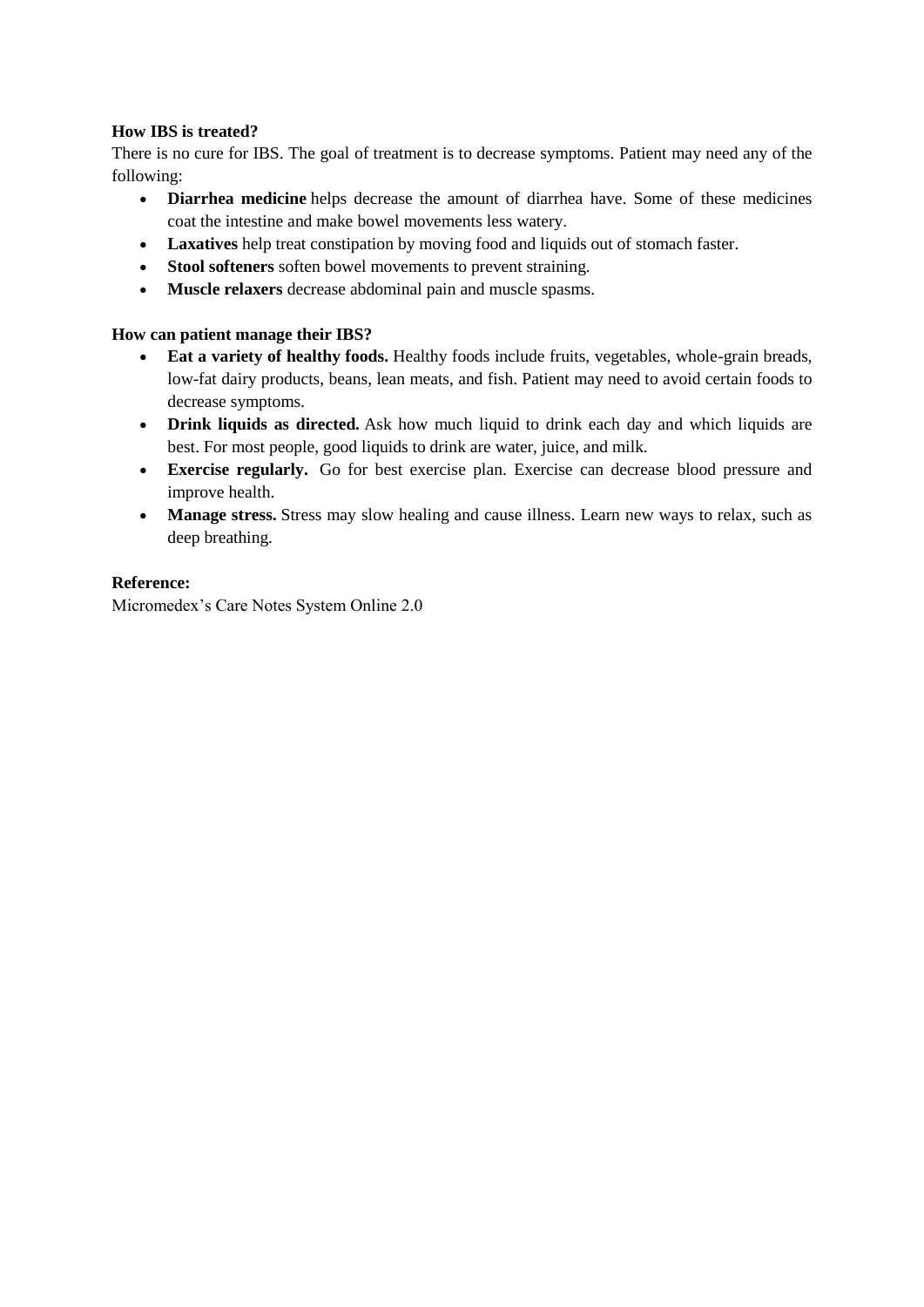**How IBS is treated?**

There is no cure for IBS. The goal of treatment is to decrease symptoms. Patient may need any of the following:

- **Diarrhea medicine** helps decrease the amount of diarrhea have. Some of these medicines coat the intestine and make bowel movements less watery.
- **Laxatives** help treat constipation by moving food and liquids out of stomach faster.
- **Stool softeners** soften bowel movements to prevent straining.
- **Muscle relaxers** decrease abdominal pain and muscle spasms.

**How can patient manage their IBS?**

- **Eat a variety of healthy foods.** Healthy foods include fruits, vegetables, whole-grain breads, low-fat dairy products, beans, lean meats, and fish. Patient may need to avoid certain foods to decrease symptoms.
- **Drink liquids as directed.** Ask how much liquid to drink each day and which liquids are best. For most people, good liquids to drink are water, juice, and milk.
- **Exercise regularly.** Go for best exercise plan. Exercise can decrease blood pressure and improve health.
- **Manage stress.** Stress may slow healing and cause illness. Learn new ways to relax, such as deep breathing.

**Reference:**

Micromedex's Care Notes System Online 2.0